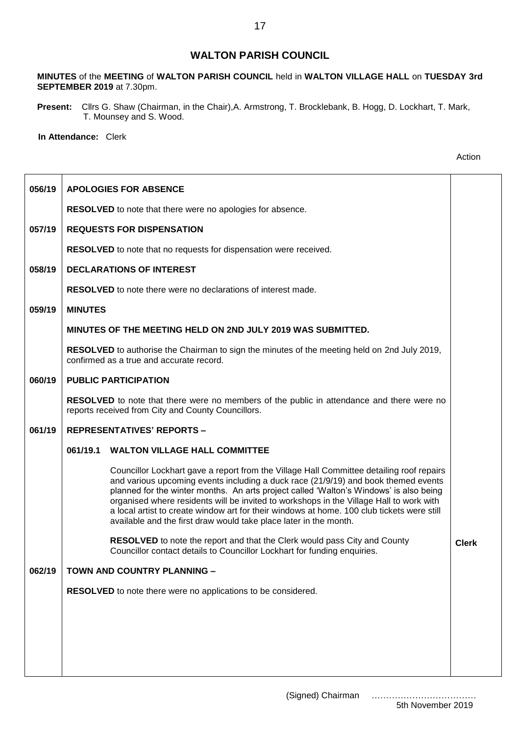# WALTON PARISH COUNCIL

**MINUTES** of the **MEETING** of **WALTON PARISH COUNCIL** held in **WALTON VILLAGE HALL** on **TUESDAY 3rd SEPTEMBER 2019** at 7.30pm.

**Present:** Cllrs G. Shaw (Chairman, in the Chair), A. Armstrong, T. Brocklebank, B. Hogg, D. Lockhart, T. Mark, T. Mounsey and S. Wood.

**In Attendance:** Clerk

| | | Action |
|---|---|---|
| **056/19** | **APOLOGIES FOR ABSENCE** | |
| | **RESOLVED** to note that there were no apologies for absence. | |
| **057/19** | **REQUESTS FOR DISPENSATION** | |
| | **RESOLVED** to note that no requests for dispensation were received. | |
| **058/19** | **DECLARATIONS OF INTEREST** | |
| | **RESOLVED** to note there were no declarations of interest made. | |
| **059/19** | **MINUTES** | |
| | **MINUTES OF THE MEETING HELD ON 2ND JULY 2019 WAS SUBMITTED.** | |
| | **RESOLVED** to authorise the Chairman to sign the minutes of the meeting held on 2nd July 2019, confirmed as a true and accurate record. | |
| **060/19** | **PUBLIC PARTICIPATION** | |
| | **RESOLVED** to note that there were no members of the public in attendance and there were no reports received from City and County Councillors. | |
| **061/19** | **REPRESENTATIVES' REPORTS –** | |
| | **061/19.1 WALTON VILLAGE HALL COMMITTEE** | |
| | Councillor Lockhart gave a report from the Village Hall Committee detailing roof repairs and various upcoming events including a duck race (21/9/19) and book themed events planned for the winter months. An arts project called 'Walton's Windows' is also being organised where residents will be invited to workshops in the Village Hall to work with a local artist to create window art for their windows at home. 100 club tickets were still available and the first draw would take place later in the month. | |
| | **RESOLVED** to note the report and that the Clerk would pass City and County Councillor contact details to Councillor Lockhart for funding enquiries. | **Clerk** |
| **062/19** | **TOWN AND COUNTRY PLANNING –** | |
| | **RESOLVED** to note there were no applications to be considered. | |

(Signed) Chairman ………………………………
5th November 2019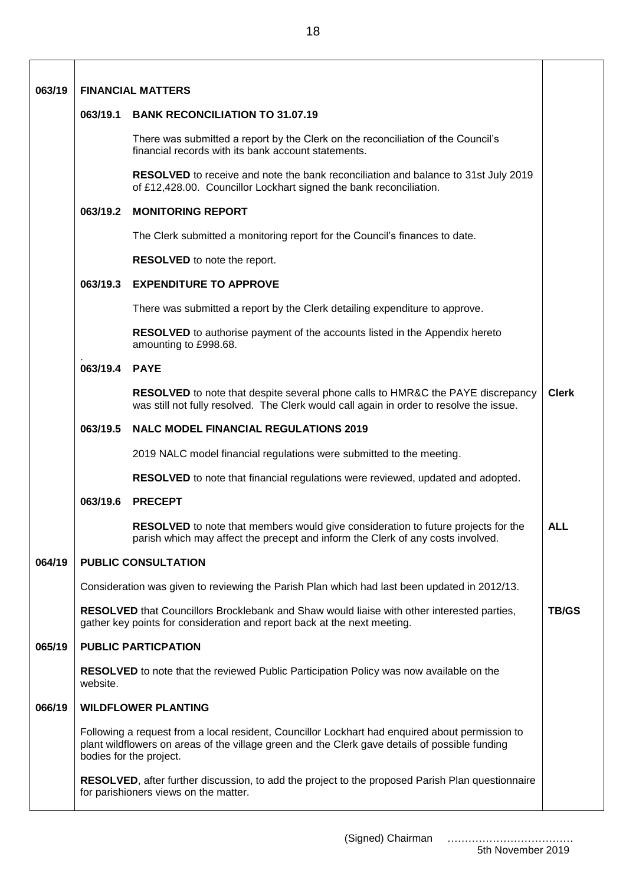| | | |
|---|---|---|
| **063/19** | **FINANCIAL MATTERS** | |
| | **063/19.1 BANK RECONCILIATION TO 31.07.19** | |
| | There was submitted a report by the Clerk on the reconciliation of the Council's financial records with its bank account statements. | |
| | **RESOLVED** to receive and note the bank reconciliation and balance to 31st July 2019 of £12,428.00. Councillor Lockhart signed the bank reconciliation. | |
| | **063/19.2 MONITORING REPORT** | |
| | The Clerk submitted a monitoring report for the Council's finances to date. | |
| | **RESOLVED** to note the report. | |
| | **063/19.3 EXPENDITURE TO APPROVE** | |
| | There was submitted a report by the Clerk detailing expenditure to approve. | |
| | **RESOLVED** to authorise payment of the accounts listed in the Appendix hereto amounting to £998.68. | |
| | . **063/19.4 PAYE** | |
| | **RESOLVED** to note that despite several phone calls to HMR&C the PAYE discrepancy was still not fully resolved. The Clerk would call again in order to resolve the issue. | **Clerk** |
| | **063/19.5 NALC MODEL FINANCIAL REGULATIONS 2019** | |
| | 2019 NALC model financial regulations were submitted to the meeting. | |
| | **RESOLVED** to note that financial regulations were reviewed, updated and adopted. | |
| | **063/19.6 PRECEPT** | |
| | **RESOLVED** to note that members would give consideration to future projects for the parish which may affect the precept and inform the Clerk of any costs involved. | **ALL** |
| **064/19** | **PUBLIC CONSULTATION** | |
| | Consideration was given to reviewing the Parish Plan which had last been updated in 2012/13. | |
| | **RESOLVED** that Councillors Brocklebank and Shaw would liaise with other interested parties, gather key points for consideration and report back at the next meeting. | **TB/GS** |
| **065/19** | **PUBLIC PARTICPATION** | |
| | **RESOLVED** to note that the reviewed Public Participation Policy was now available on the website. | |
| **066/19** | **WILDFLOWER PLANTING** | |
| | Following a request from a local resident, Councillor Lockhart had enquired about permission to plant wildflowers on areas of the village green and the Clerk gave details of possible funding bodies for the project. | |
| | **RESOLVED**, after further discussion, to add the project to the proposed Parish Plan questionnaire for parishioners views on the matter. | |

(Signed) Chairman ………………………………
5th November 2019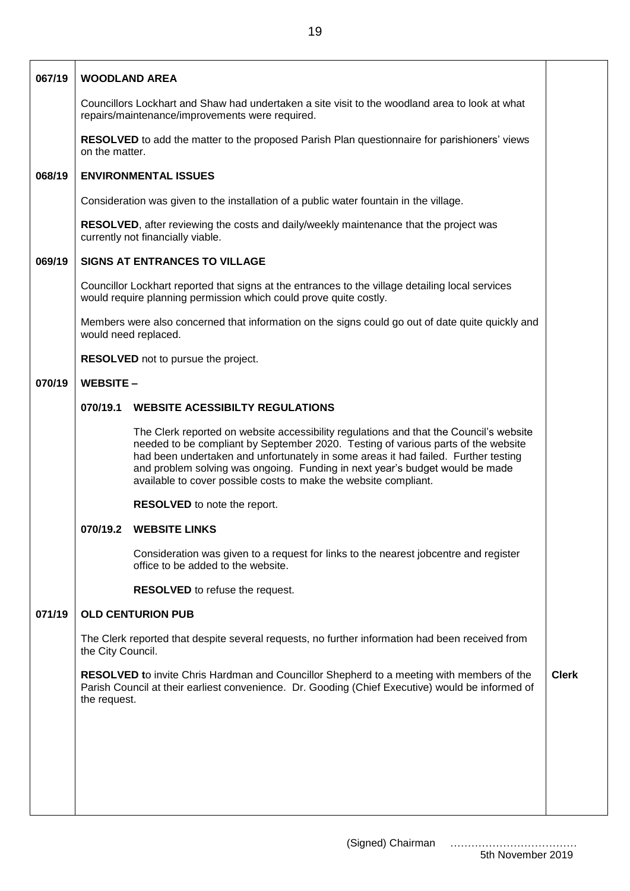## 067/19 WOODLAND AREA

Councillors Lockhart and Shaw had undertaken a site visit to the woodland area to look at what repairs/maintenance/improvements were required.

**RESOLVED** to add the matter to the proposed Parish Plan questionnaire for parishioners' views on the matter.

## 068/19 ENVIRONMENTAL ISSUES

Consideration was given to the installation of a public water fountain in the village.

**RESOLVED**, after reviewing the costs and daily/weekly maintenance that the project was currently not financially viable.

## 069/19 SIGNS AT ENTRANCES TO VILLAGE

Councillor Lockhart reported that signs at the entrances to the village detailing local services would require planning permission which could prove quite costly.

Members were also concerned that information on the signs could go out of date quite quickly and would need replaced.

**RESOLVED** not to pursue the project.

## 070/19 WEBSITE –

### 070/19.1 WEBSITE ACESSIBILTY REGULATIONS

The Clerk reported on website accessibility regulations and that the Council's website needed to be compliant by September 2020. Testing of various parts of the website had been undertaken and unfortunately in some areas it had failed. Further testing and problem solving was ongoing. Funding in next year's budget would be made available to cover possible costs to make the website compliant.

**RESOLVED** to note the report.

### 070/19.2 WEBSITE LINKS

Consideration was given to a request for links to the nearest jobcentre and register office to be added to the website.

**RESOLVED** to refuse the request.

## 071/19 OLD CENTURION PUB

The Clerk reported that despite several requests, no further information had been received from the City Council.

**RESOLVED t**o invite Chris Hardman and Councillor Shepherd to a meeting with members of the Parish Council at their earliest convenience. Dr. Gooding (Chief Executive) would be informed of the request. **Clerk**

(Signed) Chairman ………………………………
5th November 2019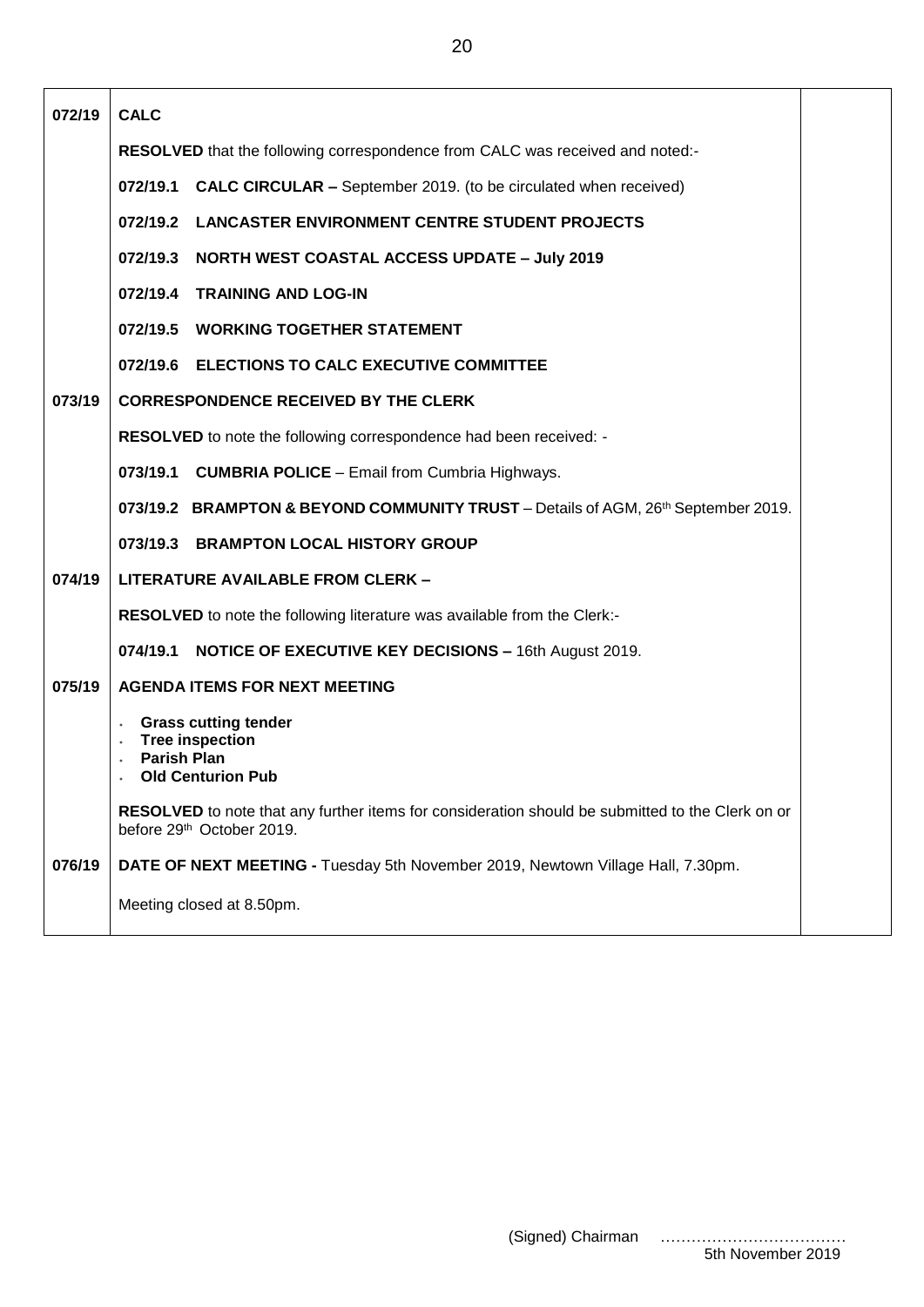| | | |
|---|---|---|
| **072/19** | **CALC** | |
| | **RESOLVED** that the following correspondence from CALC was received and noted:- | |
| | **072/19.1 CALC CIRCULAR –** September 2019. (to be circulated when received) | |
| | **072/19.2 LANCASTER ENVIRONMENT CENTRE STUDENT PROJECTS** | |
| | **072/19.3 NORTH WEST COASTAL ACCESS UPDATE – July 2019** | |
| | **072/19.4 TRAINING AND LOG-IN** | |
| | **072/19.5 WORKING TOGETHER STATEMENT** | |
| | **072/19.6 ELECTIONS TO CALC EXECUTIVE COMMITTEE** | |
| **073/19** | **CORRESPONDENCE RECEIVED BY THE CLERK** | |
| | **RESOLVED** to note the following correspondence had been received: - | |
| | **073/19.1 CUMBRIA POLICE** – Email from Cumbria Highways. | |
| | **073/19.2 BRAMPTON & BEYOND COMMUNITY TRUST** – Details of AGM, 26th September 2019. | |
| | **073/19.3 BRAMPTON LOCAL HISTORY GROUP** | |
| **074/19** | **LITERATURE AVAILABLE FROM CLERK –** | |
| | **RESOLVED** to note the following literature was available from the Clerk:- | |
| | **074/19.1 NOTICE OF EXECUTIVE KEY DECISIONS –** 16th August 2019. | |
| **075/19** | **AGENDA ITEMS FOR NEXT MEETING** | |
| | • **Grass cutting tender**<br>• **Tree inspection**<br>• **Parish Plan**<br>• **Old Centurion Pub** | |
| | **RESOLVED** to note that any further items for consideration should be submitted to the Clerk on or before 29th October 2019. | |
| **076/19** | **DATE OF NEXT MEETING -** Tuesday 5th November 2019, Newtown Village Hall, 7.30pm. | |
| | Meeting closed at 8.50pm. | |

(Signed) Chairman ……………………………
5th November 2019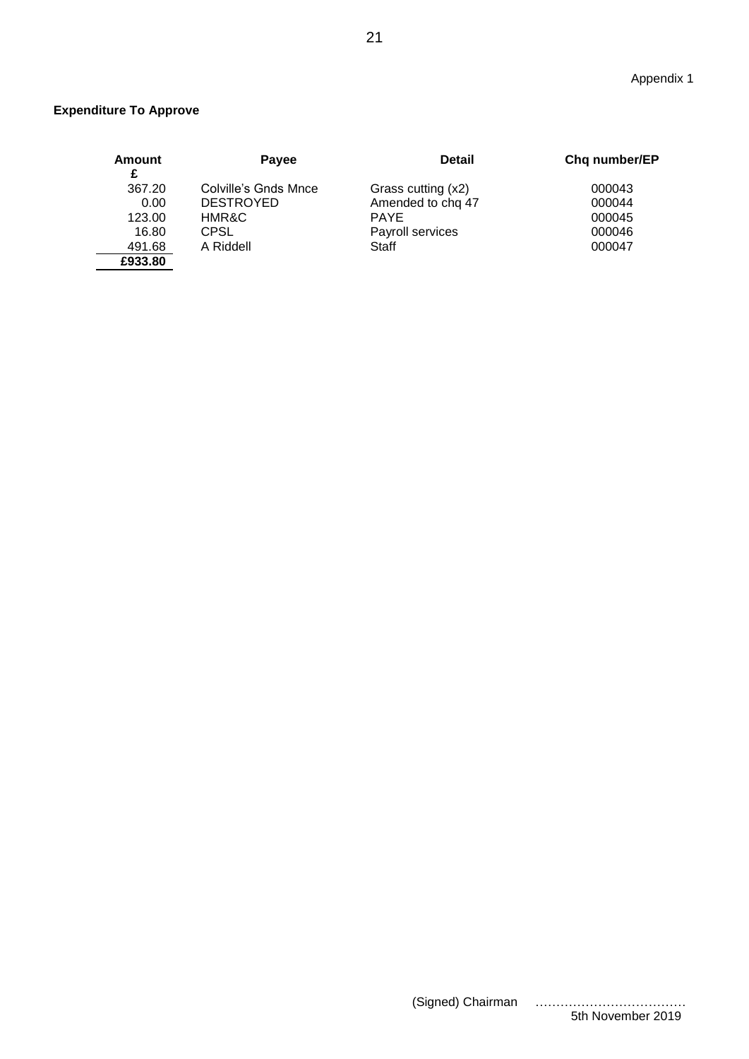Appendix 1

**Expenditure To Approve**

| Amount £ | Payee | Detail | Chq number/EP |
|---|---|---|---|
| 367.20 | Colville's Gnds Mnce | Grass cutting (x2) | 000043 |
| 0.00 | DESTROYED | Amended to chq 47 | 000044 |
| 123.00 | HMR&C | PAYE | 000045 |
| 16.80 | CPSL | Payroll services | 000046 |
| 491.68 | A Riddell | Staff | 000047 |
| **£933.80** | | | |

(Signed) Chairman ………………………………

5th November 2019